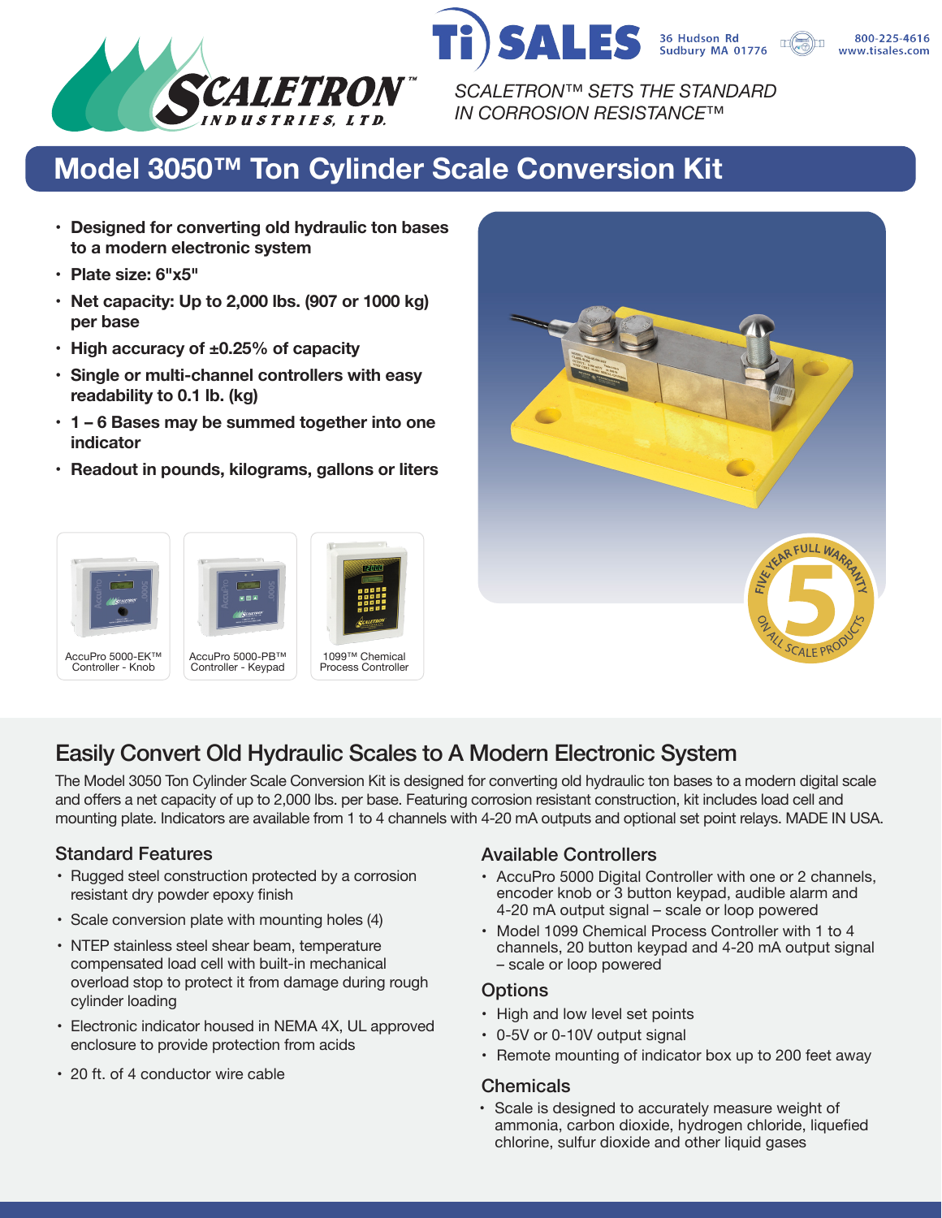SCALETRON™ INDUSTRIES, LTD.

Ti SALES — 36 Hudson Rd, Sudbury MA 01776 — 800-225-4616 — www.tisales.com

*SCALETRON™ SETS THE STANDARD IN CORROSION RESISTANCE™*

# Model 3050™ Ton Cylinder Scale Conversion Kit

- **Designed for converting old hydraulic ton bases to a modern electronic system**
- **Plate size: 6"x5"**
- **Net capacity: Up to 2,000 lbs. (907 or 1000 kg) per base**
- **High accuracy of ±0.25% of capacity**
- **Single or multi-channel controllers with easy readability to 0.1 lb. (kg)**
- **1 – 6 Bases may be summed together into one indicator**
- **Readout in pounds, kilograms, gallons or liters**

AccuPro 5000-EK™ Controller - Knob

AccuPro 5000-PB™ Controller - Keypad

1099™ Chemical Process Controller

FIVE YEAR FULL WARRANTY 5 ON ALL SCALE PRODUCTS

## Easily Convert Old Hydraulic Scales to A Modern Electronic System

The Model 3050 Ton Cylinder Scale Conversion Kit is designed for converting old hydraulic ton bases to a modern digital scale and offers a net capacity of up to 2,000 lbs. per base. Featuring corrosion resistant construction, kit includes load cell and mounting plate. Indicators are available from 1 to 4 channels with 4-20 mA outputs and optional set point relays. MADE IN USA.

### Standard Features

- Rugged steel construction protected by a corrosion resistant dry powder epoxy finish
- Scale conversion plate with mounting holes (4)
- NTEP stainless steel shear beam, temperature compensated load cell with built-in mechanical overload stop to protect it from damage during rough cylinder loading
- Electronic indicator housed in NEMA 4X, UL approved enclosure to provide protection from acids
- 20 ft. of 4 conductor wire cable

### Available Controllers

- AccuPro 5000 Digital Controller with one or 2 channels, encoder knob or 3 button keypad, audible alarm and 4-20 mA output signal – scale or loop powered
- Model 1099 Chemical Process Controller with 1 to 4 channels, 20 button keypad and 4-20 mA output signal – scale or loop powered

### Options

- High and low level set points
- 0-5V or 0-10V output signal
- Remote mounting of indicator box up to 200 feet away

### Chemicals

- Scale is designed to accurately measure weight of ammonia, carbon dioxide, hydrogen chloride, liquefied chlorine, sulfur dioxide and other liquid gases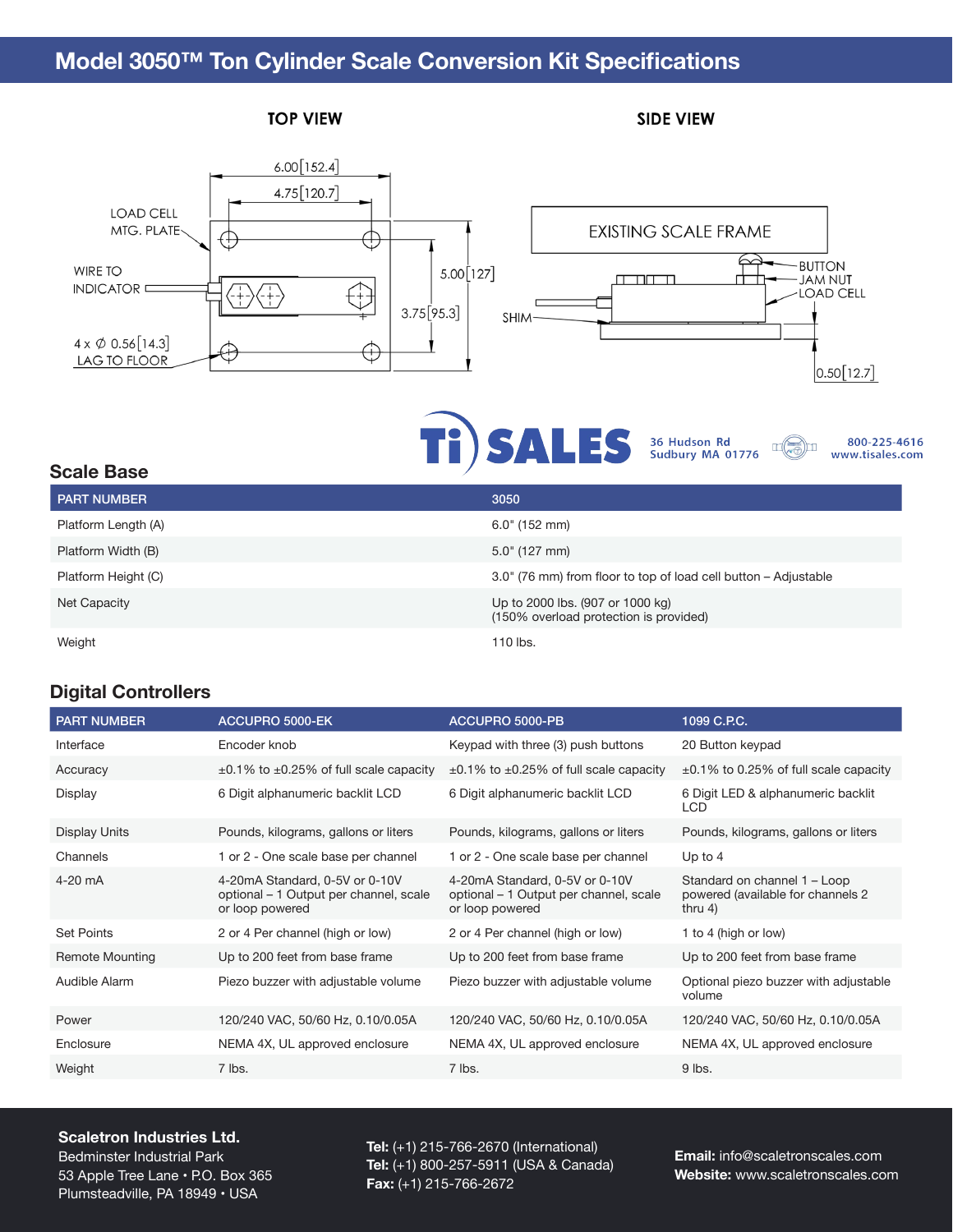# Model 3050™ Ton Cylinder Scale Conversion Kit Specifications

TOP VIEW

6.00[152.4]
4.75[120.7]
LOAD CELL MTG. PLATE
WIRE TO INDICATOR
5.00[127]
3.75[95.3]
4 x ∅ 0.56[14.3] LAG TO FLOOR

SIDE VIEW

EXISTING SCALE FRAME
BUTTON
JAM NUT
LOAD CELL
SHIM
0.50[12.7]

Ti SALES
36 Hudson Rd
Sudbury MA 01776
800-225-4616
www.tisales.com

## Scale Base

| PART NUMBER | 3050 |
|---|---|
| Platform Length (A) | 6.0" (152 mm) |
| Platform Width (B) | 5.0" (127 mm) |
| Platform Height (C) | 3.0" (76 mm) from floor to top of load cell button – Adjustable |
| Net Capacity | Up to 2000 lbs. (907 or 1000 kg)<br>(150% overload protection is provided) |
| Weight | 110 lbs. |

## Digital Controllers

| PART NUMBER | ACCUPRO 5000-EK | ACCUPRO 5000-PB | 1099 C.P.C. |
|---|---|---|---|
| Interface | Encoder knob | Keypad with three (3) push buttons | 20 Button keypad |
| Accuracy | ±0.1% to ±0.25% of full scale capacity | ±0.1% to ±0.25% of full scale capacity | ±0.1% to 0.25% of full scale capacity |
| Display | 6 Digit alphanumeric backlit LCD | 6 Digit alphanumeric backlit LCD | 6 Digit LED & alphanumeric backlit LCD |
| Display Units | Pounds, kilograms, gallons or liters | Pounds, kilograms, gallons or liters | Pounds, kilograms, gallons or liters |
| Channels | 1 or 2 - One scale base per channel | 1 or 2 - One scale base per channel | Up to 4 |
| 4-20 mA | 4-20mA Standard, 0-5V or 0-10V optional – 1 Output per channel, scale or loop powered | 4-20mA Standard, 0-5V or 0-10V optional – 1 Output per channel, scale or loop powered | Standard on channel 1 – Loop powered (available for channels 2 thru 4) |
| Set Points | 2 or 4 Per channel (high or low) | 2 or 4 Per channel (high or low) | 1 to 4 (high or low) |
| Remote Mounting | Up to 200 feet from base frame | Up to 200 feet from base frame | Up to 200 feet from base frame |
| Audible Alarm | Piezo buzzer with adjustable volume | Piezo buzzer with adjustable volume | Optional piezo buzzer with adjustable volume |
| Power | 120/240 VAC, 50/60 Hz, 0.10/0.05A | 120/240 VAC, 50/60 Hz, 0.10/0.05A | 120/240 VAC, 50/60 Hz, 0.10/0.05A |
| Enclosure | NEMA 4X, UL approved enclosure | NEMA 4X, UL approved enclosure | NEMA 4X, UL approved enclosure |
| Weight | 7 lbs. | 7 lbs. | 9 lbs. |

**Scaletron Industries Ltd.**
Bedminster Industrial Park
53 Apple Tree Lane • P.O. Box 365
Plumsteadville, PA 18949 • USA

**Tel:** (+1) 215-766-2670 (International)
**Tel:** (+1) 800-257-5911 (USA & Canada)
**Fax:** (+1) 215-766-2672

**Email:** info@scaletronscales.com
**Website:** www.scaletronscales.com